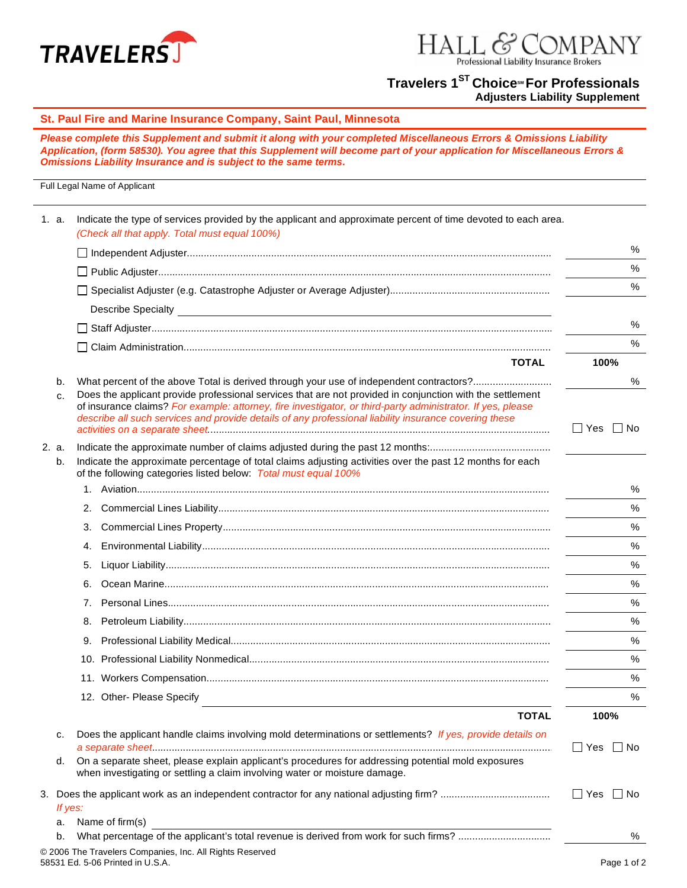TRAVELERS

HALL & COMPANY
Professional Liability Insurance Brokers

# Travelers 1[ST] Choice℠ For Professionals
## Adjusters Liability Supplement

**St. Paul Fire and Marine Insurance Company, Saint Paul, Minnesota**

***Please complete this Supplement and submit it along with your completed Miscellaneous Errors & Omissions Liability Application, (form 58530). You agree that this Supplement will become part of your application for Miscellaneous Errors & Omissions Liability Insurance and is subject to the same terms.***

Full Legal Name of Applicant

1. a. Indicate the type of services provided by the applicant and approximate percent of time devoted to each area. *(Check all that apply. Total must equal 100%)*

| Service | Percent |
|---|---|
| ☐ Independent Adjuster | % |
| ☐ Public Adjuster | % |
| ☐ Specialist Adjuster (e.g. Catastrophe Adjuster or Average Adjuster) | % |
| Describe Specialty ______ | |
| ☐ Staff Adjuster | % |
| ☐ Claim Administration | % |
| **TOTAL** | **100%** |

b. What percent of the above Total is derived through your use of independent contractors? ______ %

c. Does the applicant provide professional services that are not provided in conjunction with the settlement of insurance claims? *For example: attorney, fire investigator, or third-party administrator. If yes, please describe all such services and provide details of any professional liability insurance covering these activities on a separate sheet.* ☐ Yes ☐ No

2. a. Indicate the approximate number of claims adjusted during the past 12 months: ______

b. Indicate the approximate percentage of total claims adjusting activities over the past 12 months for each of the following categories listed below: *Total must equal 100%*

| Category | Percent |
|---|---|
| 1. Aviation | % |
| 2. Commercial Lines Liability | % |
| 3. Commercial Lines Property | % |
| 4. Environmental Liability | % |
| 5. Liquor Liability | % |
| 6. Ocean Marine | % |
| 7. Personal Lines | % |
| 8. Petroleum Liability | % |
| 9. Professional Liability Medical | % |
| 10. Professional Liability Nonmedical | % |
| 11. Workers Compensation | % |
| 12. Other- Please Specify ______ | % |
| **TOTAL** | **100%** |

c. Does the applicant handle claims involving mold determinations or settlements? *If yes, provide details on a separate sheet.* ☐ Yes ☐ No

d. On a separate sheet, please explain applicant's procedures for addressing potential mold exposures when investigating or settling a claim involving water or moisture damage.

3. Does the applicant work as an independent contractor for any national adjusting firm? ☐ Yes ☐ No

*If yes:*

a. Name of firm(s) ______

b. What percentage of the applicant's total revenue is derived from work for such firms? ______ %

© 2006 The Travelers Companies, Inc. All Rights Reserved
58531 Ed. 5-06 Printed in U.S.A.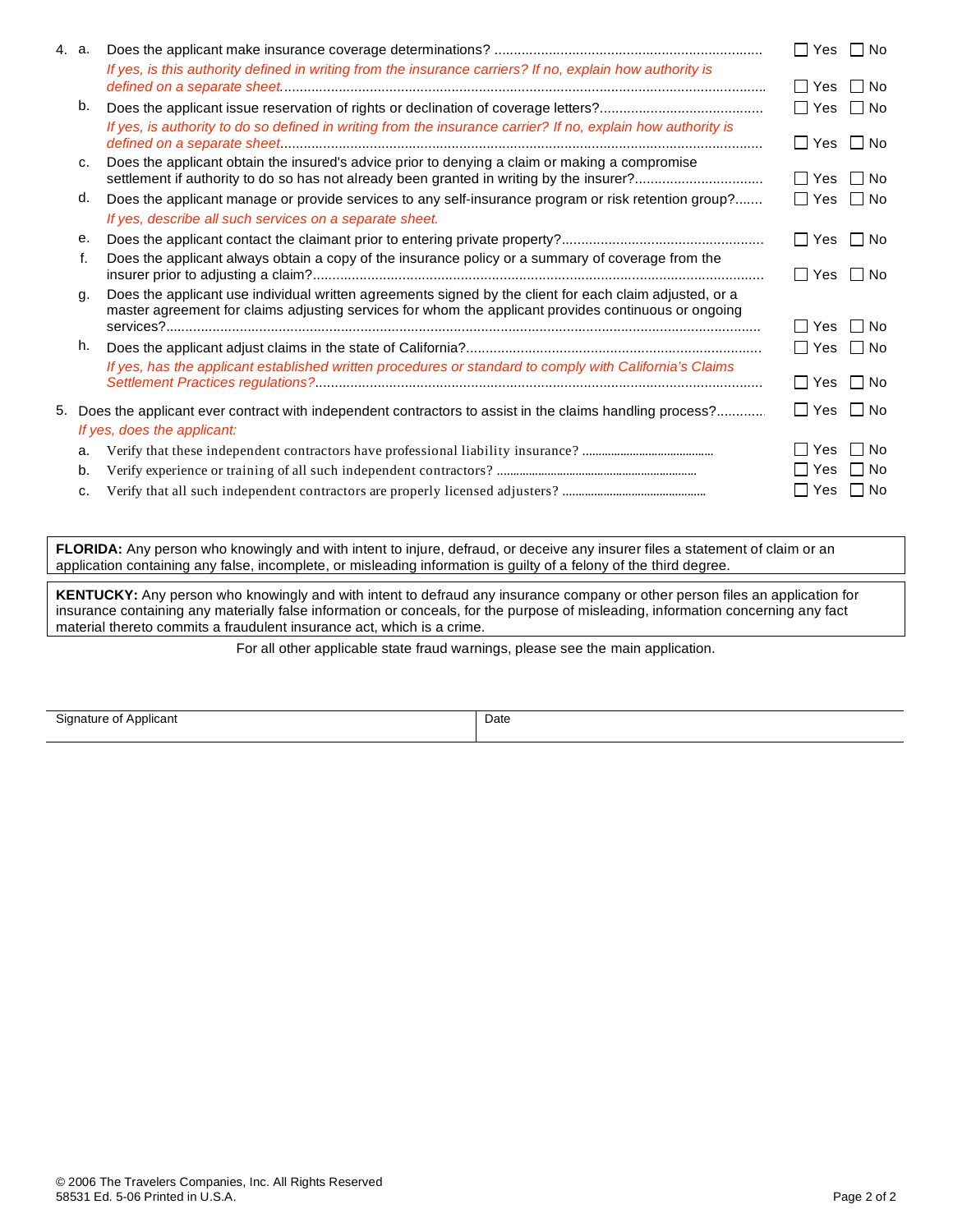4. a. Does the applicant make insurance coverage determinations? ☐ Yes ☐ No

   *If yes, is this authority defined in writing from the insurance carriers? If no, explain how authority is defined on a separate sheet.* ☐ Yes ☐ No

   b. Does the applicant issue reservation of rights or declination of coverage letters? ☐ Yes ☐ No

   *If yes, is authority to do so defined in writing from the insurance carrier? If no, explain how authority is defined on a separate sheet.* ☐ Yes ☐ No

   c. Does the applicant obtain the insured's advice prior to denying a claim or making a compromise settlement if authority to do so has not already been granted in writing by the insurer? ☐ Yes ☐ No

   d. Does the applicant manage or provide services to any self-insurance program or risk retention group? ☐ Yes ☐ No

   *If yes, describe all such services on a separate sheet.*

   e. Does the applicant contact the claimant prior to entering private property? ☐ Yes ☐ No

   f. Does the applicant always obtain a copy of the insurance policy or a summary of coverage from the insurer prior to adjusting a claim? ☐ Yes ☐ No

   g. Does the applicant use individual written agreements signed by the client for each claim adjusted, or a master agreement for claims adjusting services for whom the applicant provides continuous or ongoing services? ☐ Yes ☐ No

   h. Does the applicant adjust claims in the state of California? ☐ Yes ☐ No

   *If yes, has the applicant established written procedures or standard to comply with California's Claims Settlement Practices regulations?* ☐ Yes ☐ No

5. Does the applicant ever contract with independent contractors to assist in the claims handling process? ☐ Yes ☐ No

   *If yes, does the applicant:*

   a. Verify that these independent contractors have professional liability insurance? ☐ Yes ☐ No

   b. Verify experience or training of all such independent contractors? ☐ Yes ☐ No

   c. Verify that all such independent contractors are properly licensed adjusters? ☐ Yes ☐ No

**FLORIDA:** Any person who knowingly and with intent to injure, defraud, or deceive any insurer files a statement of claim or an application containing any false, incomplete, or misleading information is guilty of a felony of the third degree.

**KENTUCKY:** Any person who knowingly and with intent to defraud any insurance company or other person files an application for insurance containing any materially false information or conceals, for the purpose of misleading, information concerning any fact material thereto commits a fraudulent insurance act, which is a crime.

For all other applicable state fraud warnings, please see the main application.

| Signature of Applicant | Date |
|---|---|
| | |

© 2006 The Travelers Companies, Inc. All Rights Reserved
58531 Ed. 5-06 Printed in U.S.A.